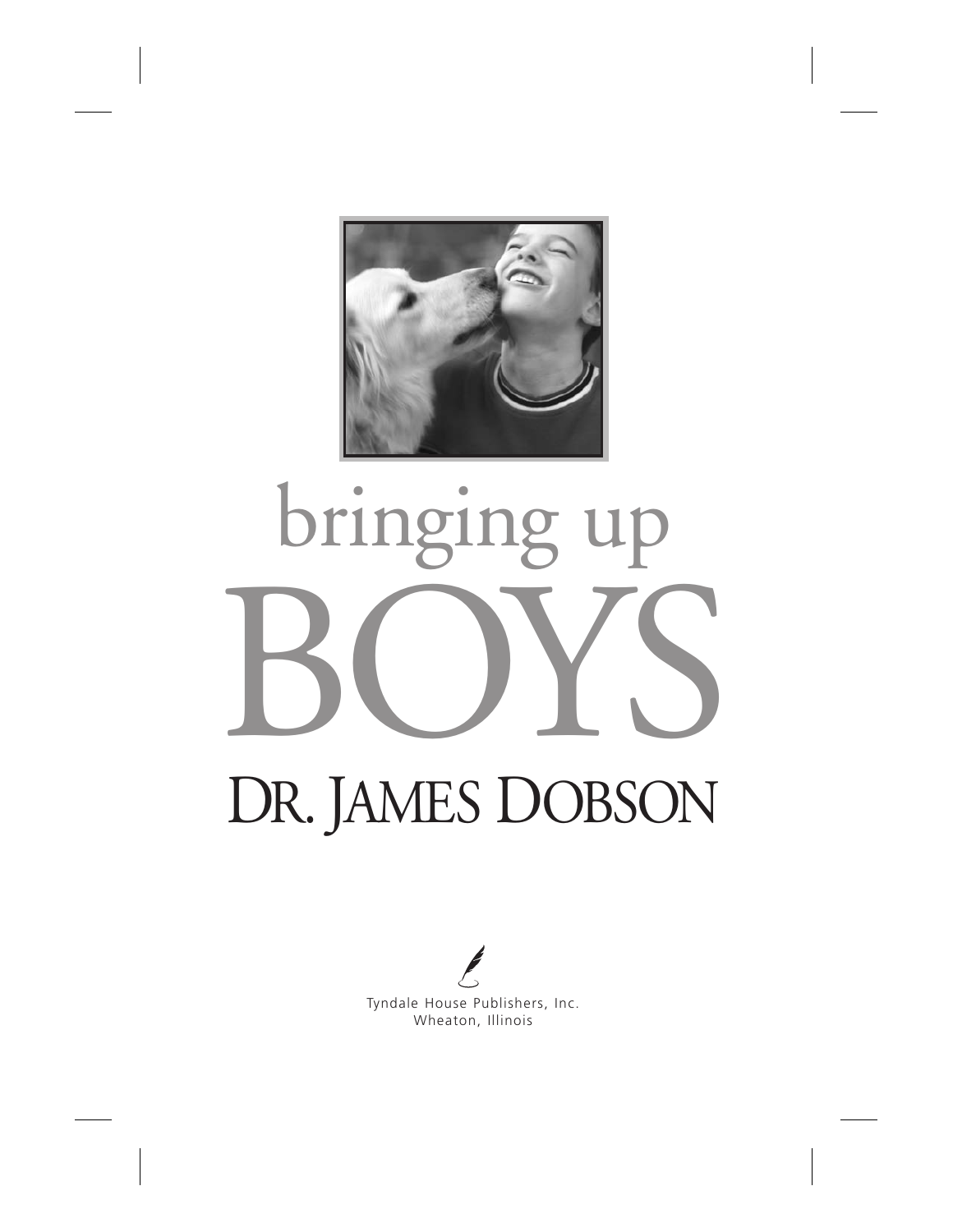# bringing up BOYS

## DR. JAMES DOBSON

Tyndale House Publishers, Inc.
Wheaton, Illinois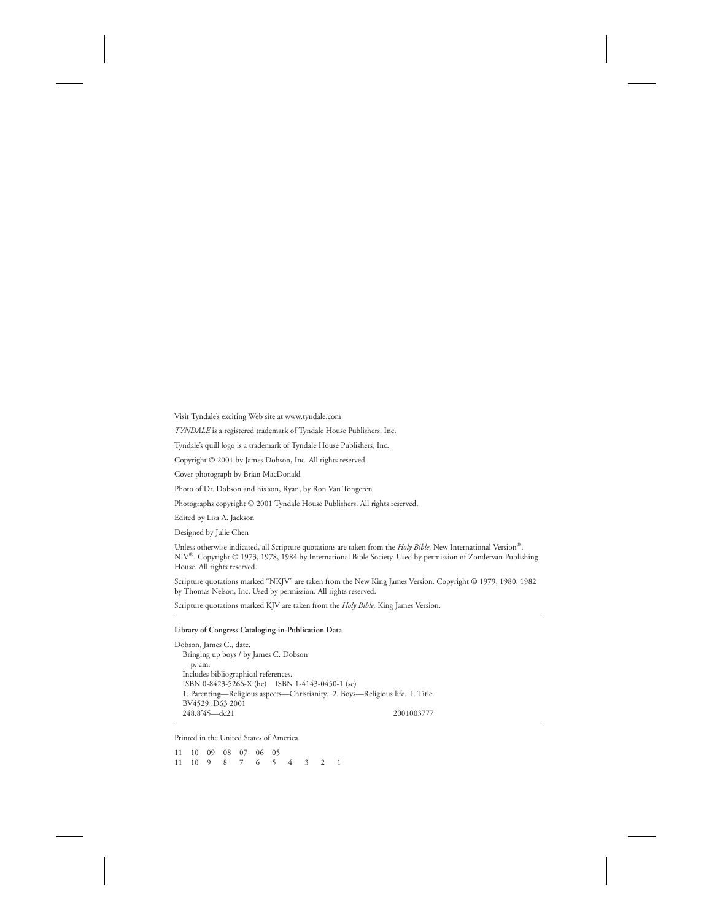Visit Tyndale's exciting Web site at www.tyndale.com

*TYNDALE* is a registered trademark of Tyndale House Publishers, Inc.

Tyndale's quill logo is a trademark of Tyndale House Publishers, Inc.

Copyright © 2001 by James Dobson, Inc. All rights reserved.

Cover photograph by Brian MacDonald

Photo of Dr. Dobson and his son, Ryan, by Ron Van Tongeren

Photographs copyright © 2001 Tyndale House Publishers. All rights reserved.

Edited by Lisa A. Jackson

Designed by Julie Chen

Unless otherwise indicated, all Scripture quotations are taken from the *Holy Bible,* New International Version®. NIV®. Copyright © 1973, 1978, 1984 by International Bible Society. Used by permission of Zondervan Publishing House. All rights reserved.

Scripture quotations marked "NKJV" are taken from the New King James Version. Copyright © 1979, 1980, 1982 by Thomas Nelson, Inc. Used by permission. All rights reserved.

Scripture quotations marked KJV are taken from the *Holy Bible,* King James Version.

---

**Library of Congress Cataloging-in-Publication Data**

Dobson, James C., date.
Bringing up boys / by James C. Dobson
p. cm.
Includes bibliographical references.
ISBN 0-8423-5266-X (hc) ISBN 1-4143-0450-1 (sc)
1. Parenting—Religious aspects—Christianity. 2. Boys—Religious life. I. Title.
BV4529 .D63 2001
248.8′45—dc21 2001003777

---

Printed in the United States of America

11 10 09 08 07 06 05
11 10 9 8 7 6 5 4 3 2 1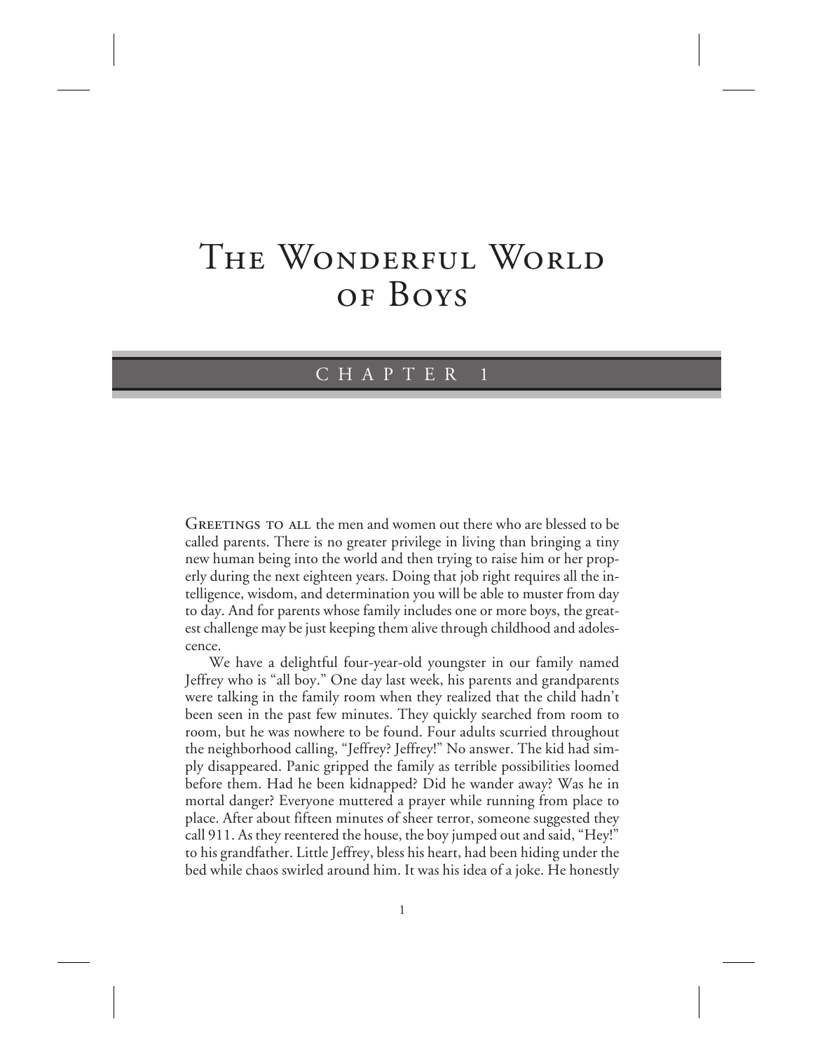# The Wonderful World of Boys

## CHAPTER 1

Greetings to all the men and women out there who are blessed to be called parents. There is no greater privilege in living than bringing a tiny new human being into the world and then trying to raise him or her properly during the next eighteen years. Doing that job right requires all the intelligence, wisdom, and determination you will be able to muster from day to day. And for parents whose family includes one or more boys, the greatest challenge may be just keeping them alive through childhood and adolescence.

We have a delightful four-year-old youngster in our family named Jeffrey who is "all boy." One day last week, his parents and grandparents were talking in the family room when they realized that the child hadn't been seen in the past few minutes. They quickly searched from room to room, but he was nowhere to be found. Four adults scurried throughout the neighborhood calling, "Jeffrey? Jeffrey!" No answer. The kid had simply disappeared. Panic gripped the family as terrible possibilities loomed before them. Had he been kidnapped? Did he wander away? Was he in mortal danger? Everyone muttered a prayer while running from place to place. After about fifteen minutes of sheer terror, someone suggested they call 911. As they reentered the house, the boy jumped out and said, "Hey!" to his grandfather. Little Jeffrey, bless his heart, had been hiding under the bed while chaos swirled around him. It was his idea of a joke. He honestly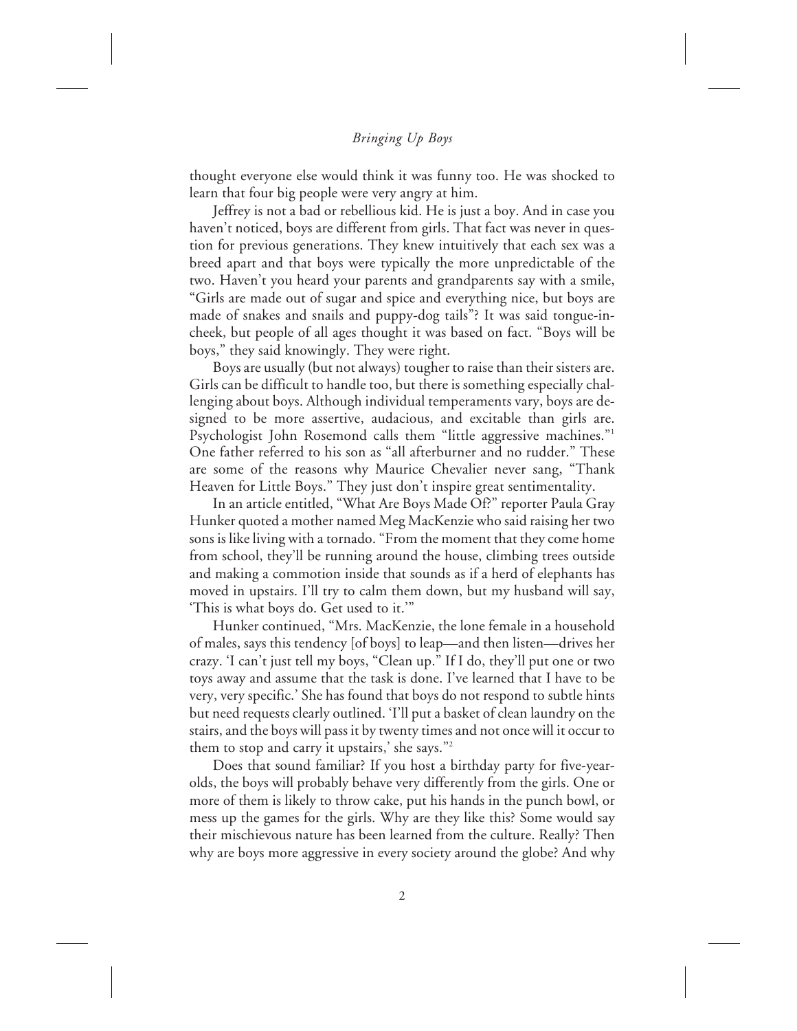thought everyone else would think it was funny too. He was shocked to learn that four big people were very angry at him.

Jeffrey is not a bad or rebellious kid. He is just a boy. And in case you haven't noticed, boys are different from girls. That fact was never in question for previous generations. They knew intuitively that each sex was a breed apart and that boys were typically the more unpredictable of the two. Haven't you heard your parents and grandparents say with a smile, "Girls are made out of sugar and spice and everything nice, but boys are made of snakes and snails and puppy-dog tails"? It was said tongue-in-cheek, but people of all ages thought it was based on fact. "Boys will be boys," they said knowingly. They were right.

Boys are usually (but not always) tougher to raise than their sisters are. Girls can be difficult to handle too, but there is something especially challenging about boys. Although individual temperaments vary, boys are designed to be more assertive, audacious, and excitable than girls are. Psychologist John Rosemond calls them "little aggressive machines."[1] One father referred to his son as "all afterburner and no rudder." These are some of the reasons why Maurice Chevalier never sang, "Thank Heaven for Little Boys." They just don't inspire great sentimentality.

In an article entitled, "What Are Boys Made Of?" reporter Paula Gray Hunker quoted a mother named Meg MacKenzie who said raising her two sons is like living with a tornado. "From the moment that they come home from school, they'll be running around the house, climbing trees outside and making a commotion inside that sounds as if a herd of elephants has moved in upstairs. I'll try to calm them down, but my husband will say, 'This is what boys do. Get used to it.'"

Hunker continued, "Mrs. MacKenzie, the lone female in a household of males, says this tendency [of boys] to leap—and then listen—drives her crazy. 'I can't just tell my boys, "Clean up." If I do, they'll put one or two toys away and assume that the task is done. I've learned that I have to be very, very specific.' She has found that boys do not respond to subtle hints but need requests clearly outlined. 'I'll put a basket of clean laundry on the stairs, and the boys will pass it by twenty times and not once will it occur to them to stop and carry it upstairs,' she says."[2]

Does that sound familiar? If you host a birthday party for five-year-olds, the boys will probably behave very differently from the girls. One or more of them is likely to throw cake, put his hands in the punch bowl, or mess up the games for the girls. Why are they like this? Some would say their mischievous nature has been learned from the culture. Really? Then why are boys more aggressive in every society around the globe? And why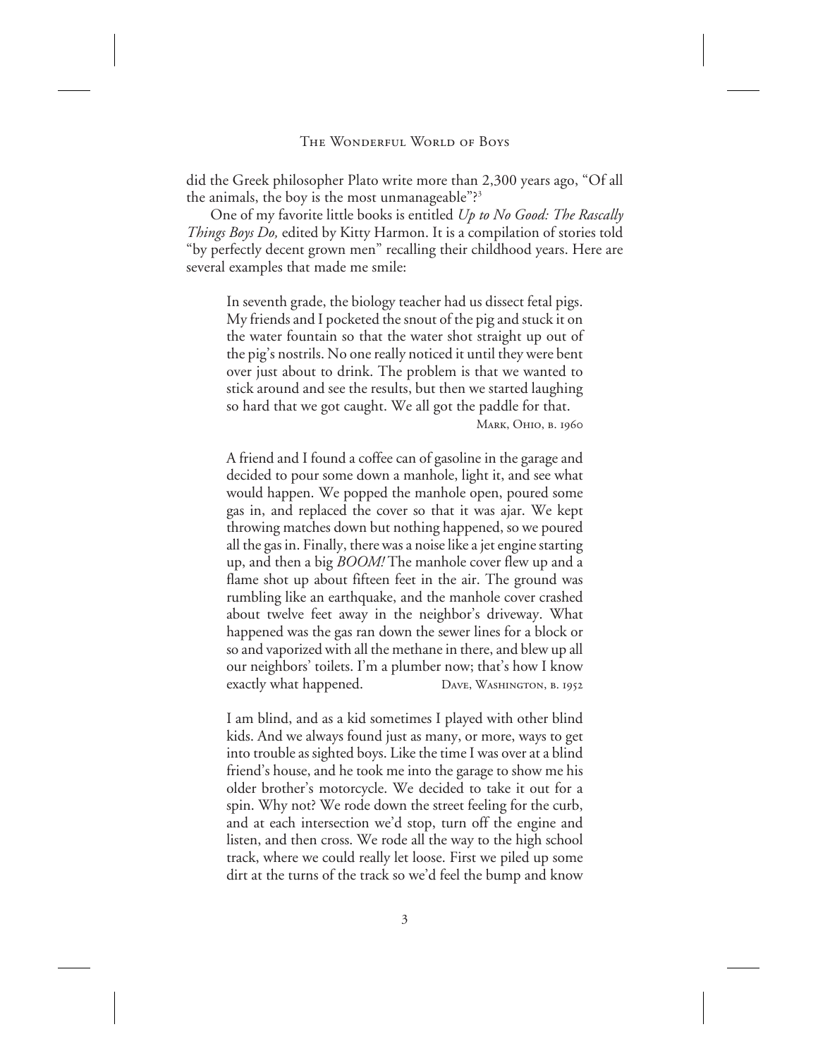did the Greek philosopher Plato write more than 2,300 years ago, "Of all the animals, the boy is the most unmanageable"?[3]

One of my favorite little books is entitled *Up to No Good: The Rascally Things Boys Do,* edited by Kitty Harmon. It is a compilation of stories told "by perfectly decent grown men" recalling their childhood years. Here are several examples that made me smile:

> In seventh grade, the biology teacher had us dissect fetal pigs. My friends and I pocketed the snout of the pig and stuck it on the water fountain so that the water shot straight up out of the pig's nostrils. No one really noticed it until they were bent over just about to drink. The problem is that we wanted to stick around and see the results, but then we started laughing so hard that we got caught. We all got the paddle for that.
>
> Mark, Ohio, b. 1960

> A friend and I found a coffee can of gasoline in the garage and decided to pour some down a manhole, light it, and see what would happen. We popped the manhole open, poured some gas in, and replaced the cover so that it was ajar. We kept throwing matches down but nothing happened, so we poured all the gas in. Finally, there was a noise like a jet engine starting up, and then a big *BOOM!* The manhole cover flew up and a flame shot up about fifteen feet in the air. The ground was rumbling like an earthquake, and the manhole cover crashed about twelve feet away in the neighbor's driveway. What happened was the gas ran down the sewer lines for a block or so and vaporized with all the methane in there, and blew up all our neighbors' toilets. I'm a plumber now; that's how I know exactly what happened.
>
> Dave, Washington, b. 1952

> I am blind, and as a kid sometimes I played with other blind kids. And we always found just as many, or more, ways to get into trouble as sighted boys. Like the time I was over at a blind friend's house, and he took me into the garage to show me his older brother's motorcycle. We decided to take it out for a spin. Why not? We rode down the street feeling for the curb, and at each intersection we'd stop, turn off the engine and listen, and then cross. We rode all the way to the high school track, where we could really let loose. First we piled up some dirt at the turns of the track so we'd feel the bump and know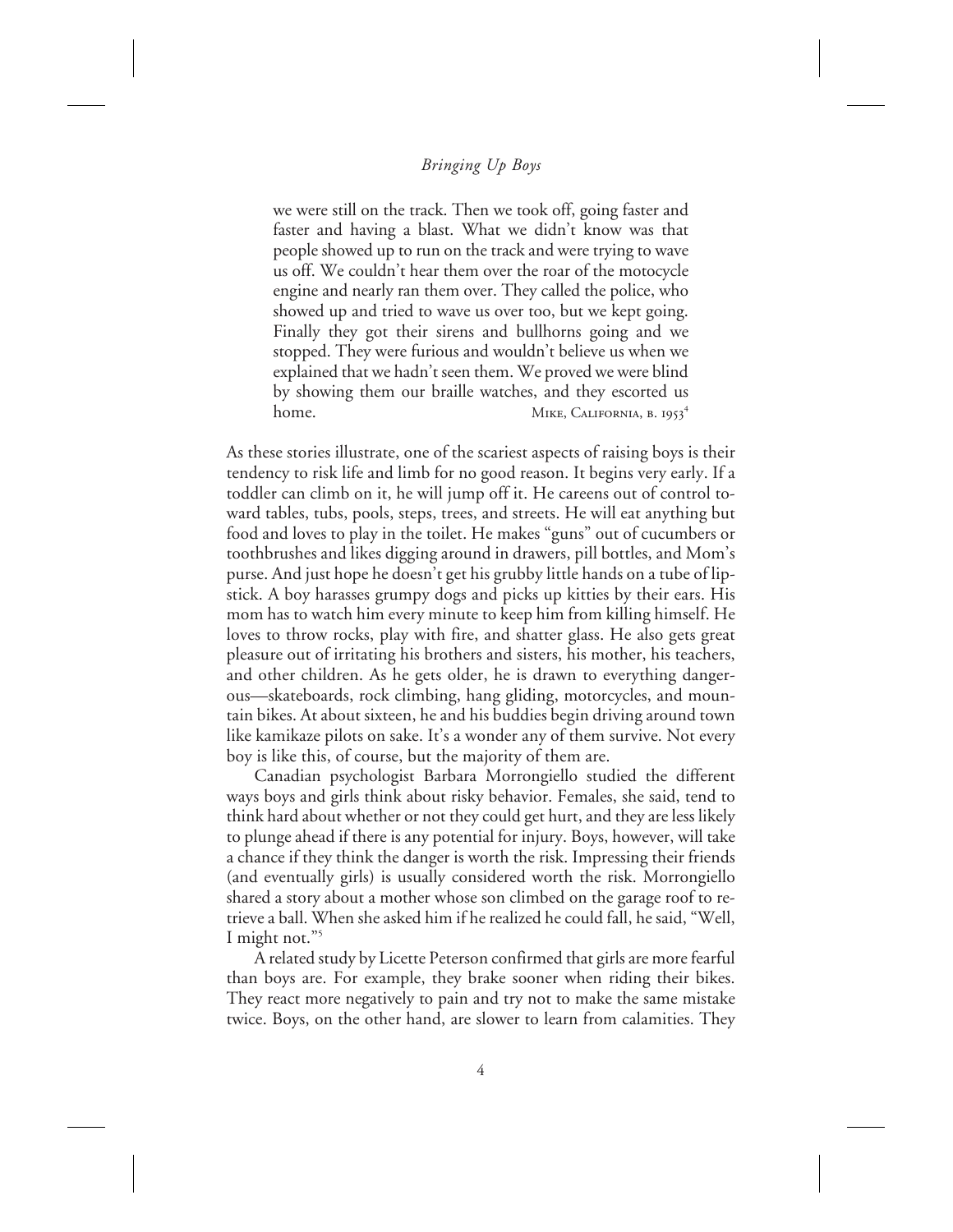> we were still on the track. Then we took off, going faster and faster and having a blast. What we didn't know was that people showed up to run on the track and were trying to wave us off. We couldn't hear them over the roar of the motocycle engine and nearly ran them over. They called the police, who showed up and tried to wave us over too, but we kept going. Finally they got their sirens and bullhorns going and we stopped. They were furious and wouldn't believe us when we explained that we hadn't seen them. We proved we were blind by showing them our braille watches, and they escorted us home.
>
> MIKE, CALIFORNIA, B. 1953[4]

As these stories illustrate, one of the scariest aspects of raising boys is their tendency to risk life and limb for no good reason. It begins very early. If a toddler can climb on it, he will jump off it. He careens out of control toward tables, tubs, pools, steps, trees, and streets. He will eat anything but food and loves to play in the toilet. He makes "guns" out of cucumbers or toothbrushes and likes digging around in drawers, pill bottles, and Mom's purse. And just hope he doesn't get his grubby little hands on a tube of lipstick. A boy harasses grumpy dogs and picks up kitties by their ears. His mom has to watch him every minute to keep him from killing himself. He loves to throw rocks, play with fire, and shatter glass. He also gets great pleasure out of irritating his brothers and sisters, his mother, his teachers, and other children. As he gets older, he is drawn to everything dangerous—skateboards, rock climbing, hang gliding, motorcycles, and mountain bikes. At about sixteen, he and his buddies begin driving around town like kamikaze pilots on sake. It's a wonder any of them survive. Not every boy is like this, of course, but the majority of them are.

Canadian psychologist Barbara Morrongiello studied the different ways boys and girls think about risky behavior. Females, she said, tend to think hard about whether or not they could get hurt, and they are less likely to plunge ahead if there is any potential for injury. Boys, however, will take a chance if they think the danger is worth the risk. Impressing their friends (and eventually girls) is usually considered worth the risk. Morrongiello shared a story about a mother whose son climbed on the garage roof to retrieve a ball. When she asked him if he realized he could fall, he said, "Well, I might not."[5]

A related study by Licette Peterson confirmed that girls are more fearful than boys are. For example, they brake sooner when riding their bikes. They react more negatively to pain and try not to make the same mistake twice. Boys, on the other hand, are slower to learn from calamities. They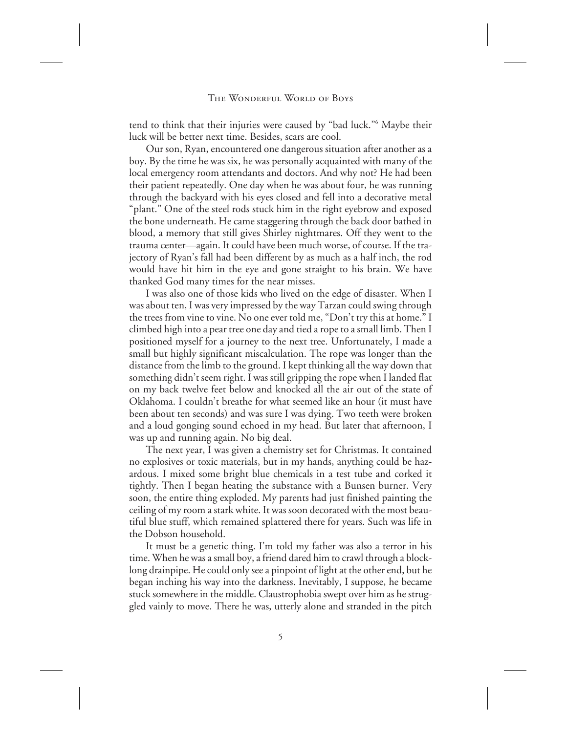tend to think that their injuries were caused by "bad luck."[6] Maybe their luck will be better next time. Besides, scars are cool.

Our son, Ryan, encountered one dangerous situation after another as a boy. By the time he was six, he was personally acquainted with many of the local emergency room attendants and doctors. And why not? He had been their patient repeatedly. One day when he was about four, he was running through the backyard with his eyes closed and fell into a decorative metal "plant." One of the steel rods stuck him in the right eyebrow and exposed the bone underneath. He came staggering through the back door bathed in blood, a memory that still gives Shirley nightmares. Off they went to the trauma center—again. It could have been much worse, of course. If the trajectory of Ryan's fall had been different by as much as a half inch, the rod would have hit him in the eye and gone straight to his brain. We have thanked God many times for the near misses.

I was also one of those kids who lived on the edge of disaster. When I was about ten, I was very impressed by the way Tarzan could swing through the trees from vine to vine. No one ever told me, "Don't try this at home." I climbed high into a pear tree one day and tied a rope to a small limb. Then I positioned myself for a journey to the next tree. Unfortunately, I made a small but highly significant miscalculation. The rope was longer than the distance from the limb to the ground. I kept thinking all the way down that something didn't seem right. I was still gripping the rope when I landed flat on my back twelve feet below and knocked all the air out of the state of Oklahoma. I couldn't breathe for what seemed like an hour (it must have been about ten seconds) and was sure I was dying. Two teeth were broken and a loud gonging sound echoed in my head. But later that afternoon, I was up and running again. No big deal.

The next year, I was given a chemistry set for Christmas. It contained no explosives or toxic materials, but in my hands, anything could be hazardous. I mixed some bright blue chemicals in a test tube and corked it tightly. Then I began heating the substance with a Bunsen burner. Very soon, the entire thing exploded. My parents had just finished painting the ceiling of my room a stark white. It was soon decorated with the most beautiful blue stuff, which remained splattered there for years. Such was life in the Dobson household.

It must be a genetic thing. I'm told my father was also a terror in his time. When he was a small boy, a friend dared him to crawl through a block-long drainpipe. He could only see a pinpoint of light at the other end, but he began inching his way into the darkness. Inevitably, I suppose, he became stuck somewhere in the middle. Claustrophobia swept over him as he struggled vainly to move. There he was, utterly alone and stranded in the pitch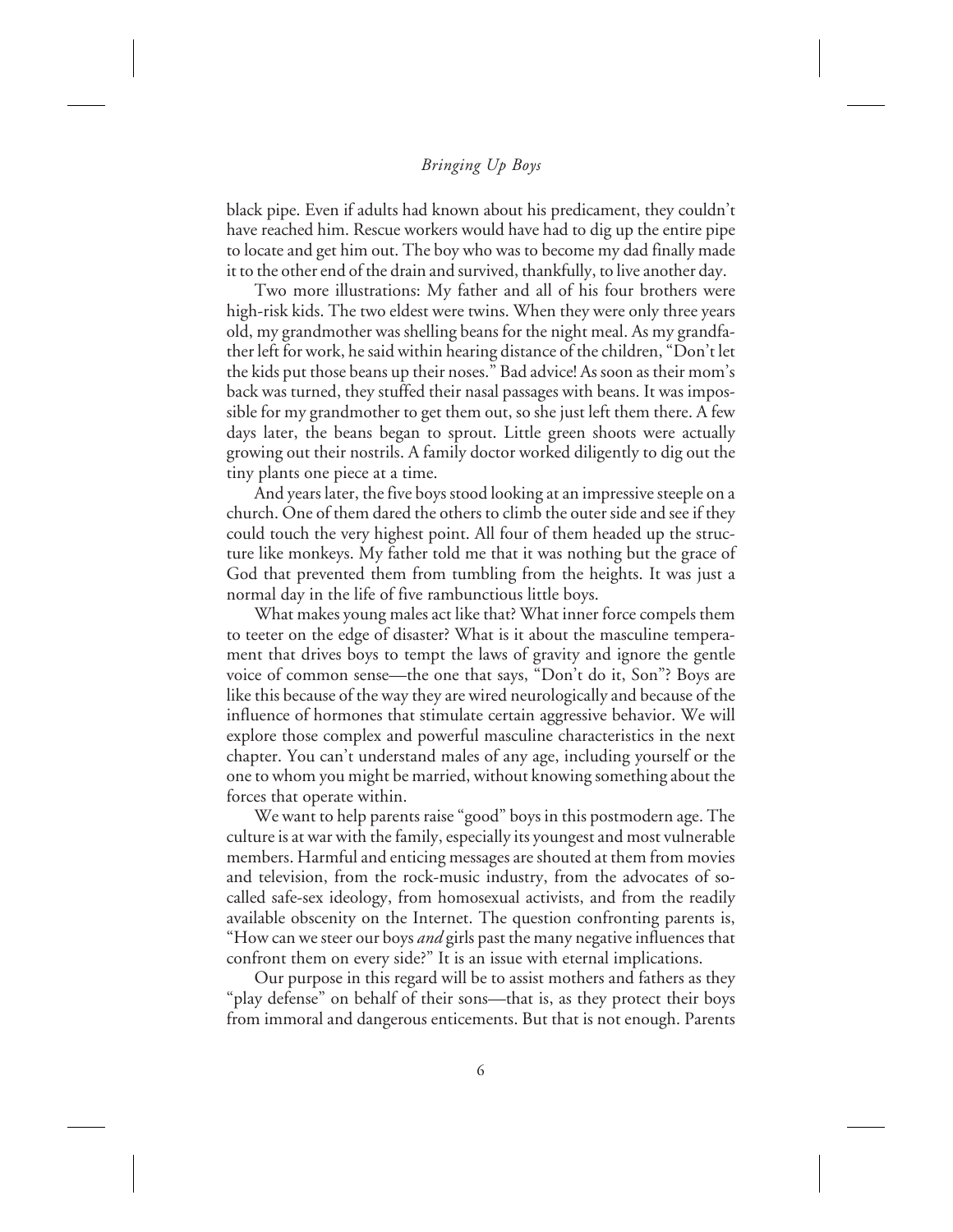black pipe. Even if adults had known about his predicament, they couldn't have reached him. Rescue workers would have had to dig up the entire pipe to locate and get him out. The boy who was to become my dad finally made it to the other end of the drain and survived, thankfully, to live another day.

Two more illustrations: My father and all of his four brothers were high-risk kids. The two eldest were twins. When they were only three years old, my grandmother was shelling beans for the night meal. As my grandfather left for work, he said within hearing distance of the children, "Don't let the kids put those beans up their noses." Bad advice! As soon as their mom's back was turned, they stuffed their nasal passages with beans. It was impossible for my grandmother to get them out, so she just left them there. A few days later, the beans began to sprout. Little green shoots were actually growing out their nostrils. A family doctor worked diligently to dig out the tiny plants one piece at a time.

And years later, the five boys stood looking at an impressive steeple on a church. One of them dared the others to climb the outer side and see if they could touch the very highest point. All four of them headed up the structure like monkeys. My father told me that it was nothing but the grace of God that prevented them from tumbling from the heights. It was just a normal day in the life of five rambunctious little boys.

What makes young males act like that? What inner force compels them to teeter on the edge of disaster? What is it about the masculine temperament that drives boys to tempt the laws of gravity and ignore the gentle voice of common sense—the one that says, "Don't do it, Son"? Boys are like this because of the way they are wired neurologically and because of the influence of hormones that stimulate certain aggressive behavior. We will explore those complex and powerful masculine characteristics in the next chapter. You can't understand males of any age, including yourself or the one to whom you might be married, without knowing something about the forces that operate within.

We want to help parents raise "good" boys in this postmodern age. The culture is at war with the family, especially its youngest and most vulnerable members. Harmful and enticing messages are shouted at them from movies and television, from the rock-music industry, from the advocates of so-called safe-sex ideology, from homosexual activists, and from the readily available obscenity on the Internet. The question confronting parents is, "How can we steer our boys *and* girls past the many negative influences that confront them on every side?" It is an issue with eternal implications.

Our purpose in this regard will be to assist mothers and fathers as they "play defense" on behalf of their sons—that is, as they protect their boys from immoral and dangerous enticements. But that is not enough. Parents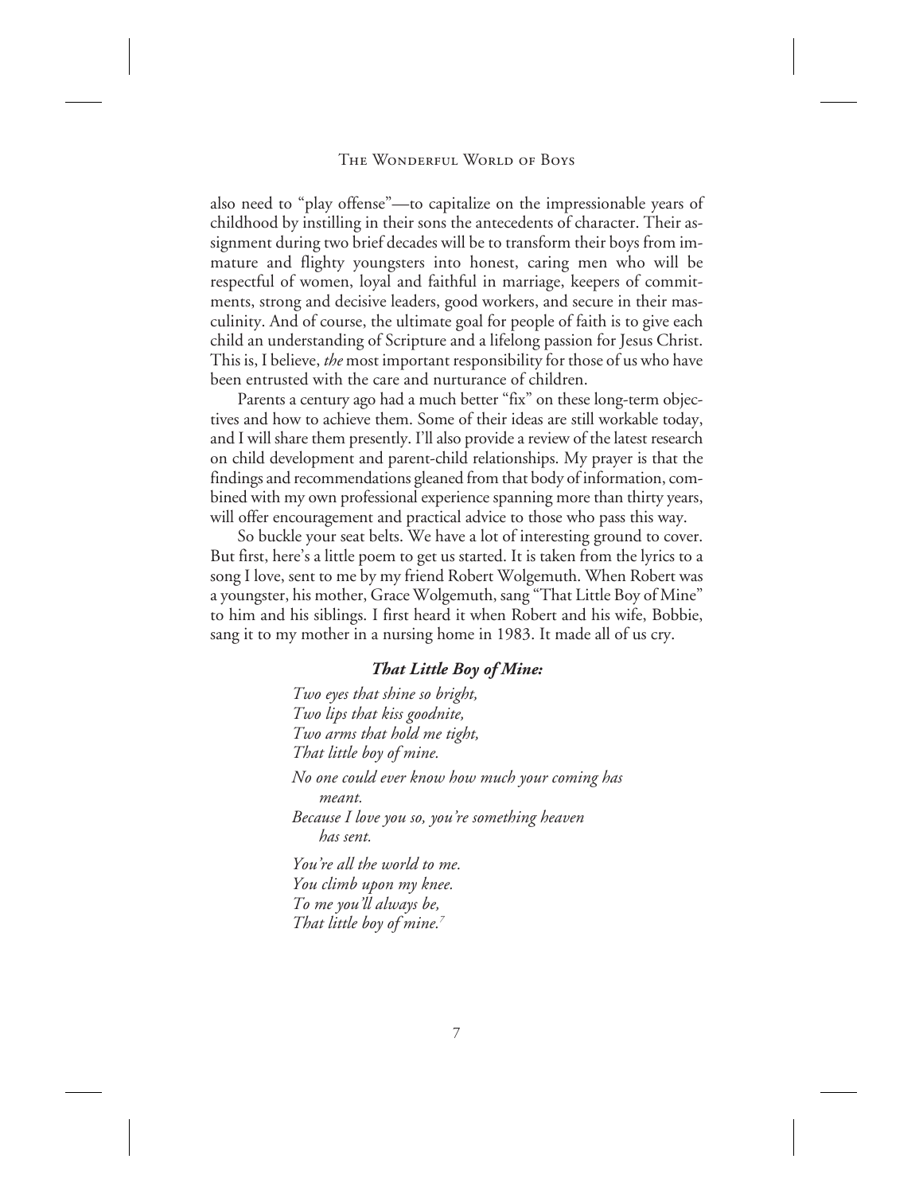also need to "play offense"—to capitalize on the impressionable years of childhood by instilling in their sons the antecedents of character. Their assignment during two brief decades will be to transform their boys from immature and flighty youngsters into honest, caring men who will be respectful of women, loyal and faithful in marriage, keepers of commitments, strong and decisive leaders, good workers, and secure in their masculinity. And of course, the ultimate goal for people of faith is to give each child an understanding of Scripture and a lifelong passion for Jesus Christ. This is, I believe, *the* most important responsibility for those of us who have been entrusted with the care and nurturance of children.

Parents a century ago had a much better "fix" on these long-term objectives and how to achieve them. Some of their ideas are still workable today, and I will share them presently. I'll also provide a review of the latest research on child development and parent-child relationships. My prayer is that the findings and recommendations gleaned from that body of information, combined with my own professional experience spanning more than thirty years, will offer encouragement and practical advice to those who pass this way.

So buckle your seat belts. We have a lot of interesting ground to cover. But first, here's a little poem to get us started. It is taken from the lyrics to a song I love, sent to me by my friend Robert Wolgemuth. When Robert was a youngster, his mother, Grace Wolgemuth, sang "That Little Boy of Mine" to him and his siblings. I first heard it when Robert and his wife, Bobbie, sang it to my mother in a nursing home in 1983. It made all of us cry.

***That Little Boy of Mine:***

*Two eyes that shine so bright,*
*Two lips that kiss goodnite,*
*Two arms that hold me tight,*
*That little boy of mine.*

*No one could ever know how much your coming has meant.*
*Because I love you so, you're something heaven has sent.*

*You're all the world to me.*
*You climb upon my knee.*
*To me you'll always be,*
*That little boy of mine.*[7]